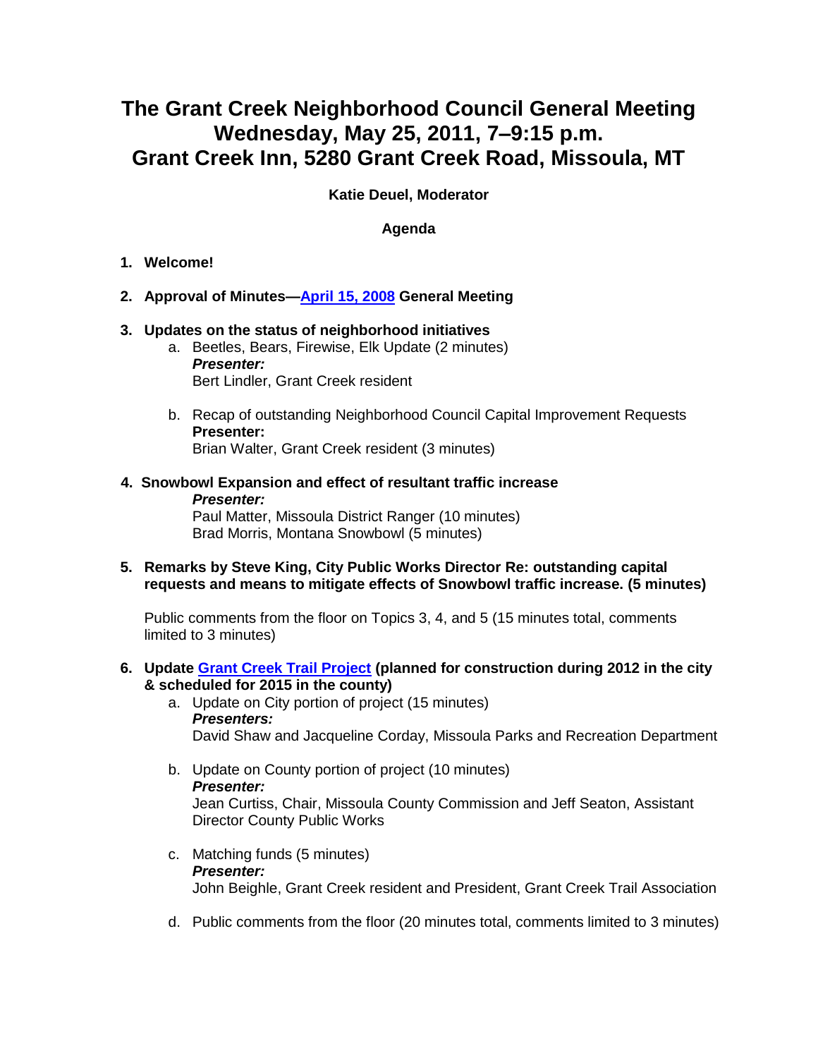# The Grant Creek Neighborhood Council General Meeting
# Wednesday, May 25, 2011, 7–9:15 p.m.
# Grant Creek Inn, 5280 Grant Creek Road, Missoula, MT

**Katie Deuel, Moderator**

**Agenda**

1. **Welcome!**

2. **Approval of Minutes—April 15, 2008 General Meeting**

3. **Updates on the status of neighborhood initiatives**
   a. Beetles, Bears, Firewise, Elk Update (2 minutes)
      ***Presenter:***
      Bert Lindler, Grant Creek resident

   b. Recap of outstanding Neighborhood Council Capital Improvement Requests
      **Presenter:**
      Brian Walter, Grant Creek resident (3 minutes)

4. **Snowbowl Expansion and effect of resultant traffic increase**
   ***Presenter:***
   Paul Matter, Missoula District Ranger (10 minutes)
   Brad Morris, Montana Snowbowl (5 minutes)

5. **Remarks by Steve King, City Public Works Director Re: outstanding capital requests and means to mitigate effects of Snowbowl traffic increase. (5 minutes)**

   Public comments from the floor on Topics 3, 4, and 5 (15 minutes total, comments limited to 3 minutes)

6. **Update Grant Creek Trail Project (planned for construction during 2012 in the city & scheduled for 2015 in the county)**
   a. Update on City portion of project (15 minutes)
      ***Presenters:***
      David Shaw and Jacqueline Corday, Missoula Parks and Recreation Department

   b. Update on County portion of project (10 minutes)
      ***Presenter:***
      Jean Curtiss, Chair, Missoula County Commission and Jeff Seaton, Assistant Director County Public Works

   c. Matching funds (5 minutes)
      ***Presenter:***
      John Beighle, Grant Creek resident and President, Grant Creek Trail Association

   d. Public comments from the floor (20 minutes total, comments limited to 3 minutes)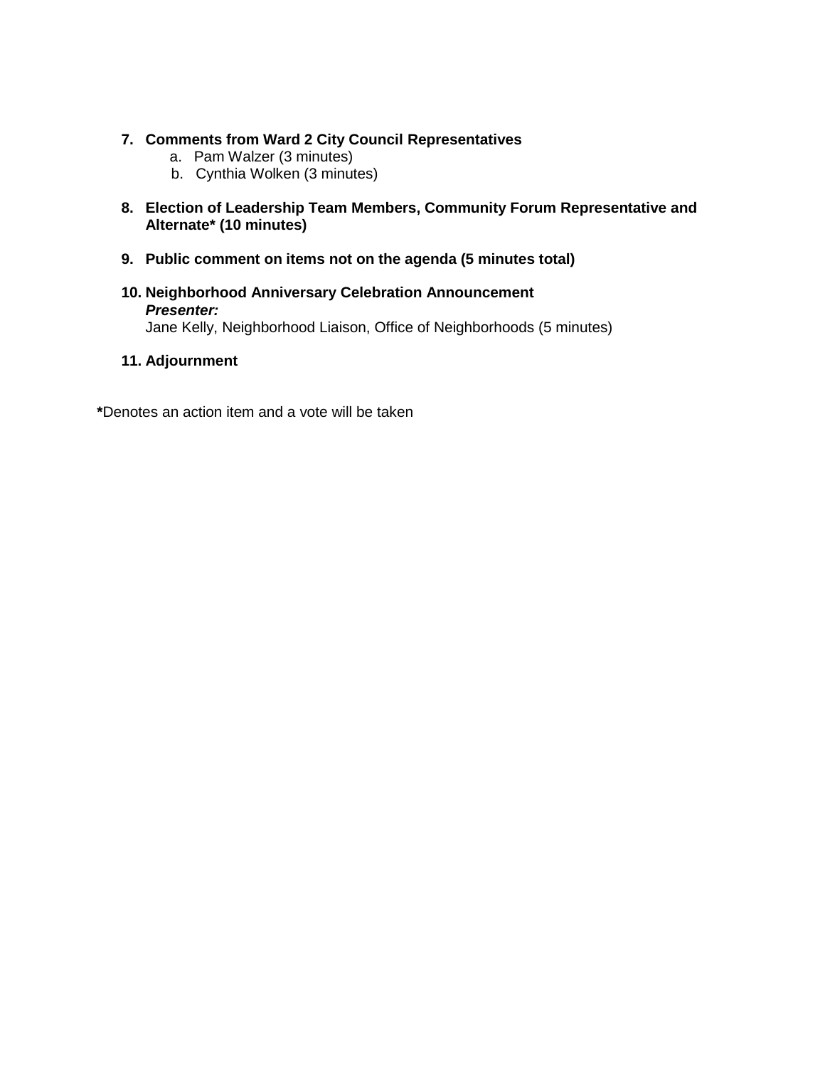7. **Comments from Ward 2 City Council Representatives**
   a. Pam Walzer (3 minutes)
   b. Cynthia Wolken (3 minutes)

8. **Election of Leadership Team Members, Community Forum Representative and Alternate* (10 minutes)**

9. **Public comment on items not on the agenda (5 minutes total)**

10. **Neighborhood Anniversary Celebration Announcement**
    ***Presenter:***
    Jane Kelly, Neighborhood Liaison, Office of Neighborhoods (5 minutes)

11. **Adjournment**

**\***Denotes an action item and a vote will be taken